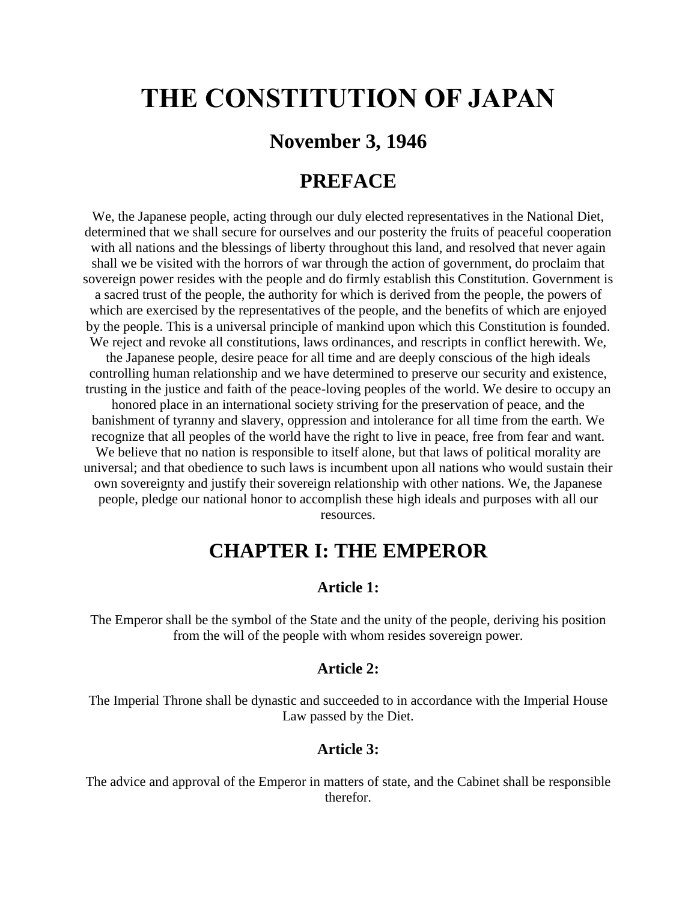# THE CONSTITUTION OF JAPAN

## November 3, 1946

## PREFACE

We, the Japanese people, acting through our duly elected representatives in the National Diet, determined that we shall secure for ourselves and our posterity the fruits of peaceful cooperation with all nations and the blessings of liberty throughout this land, and resolved that never again shall we be visited with the horrors of war through the action of government, do proclaim that sovereign power resides with the people and do firmly establish this Constitution. Government is a sacred trust of the people, the authority for which is derived from the people, the powers of which are exercised by the representatives of the people, and the benefits of which are enjoyed by the people. This is a universal principle of mankind upon which this Constitution is founded. We reject and revoke all constitutions, laws ordinances, and rescripts in conflict herewith. We, the Japanese people, desire peace for all time and are deeply conscious of the high ideals controlling human relationship and we have determined to preserve our security and existence, trusting in the justice and faith of the peace-loving peoples of the world. We desire to occupy an honored place in an international society striving for the preservation of peace, and the banishment of tyranny and slavery, oppression and intolerance for all time from the earth. We recognize that all peoples of the world have the right to live in peace, free from fear and want. We believe that no nation is responsible to itself alone, but that laws of political morality are universal; and that obedience to such laws is incumbent upon all nations who would sustain their own sovereignty and justify their sovereign relationship with other nations. We, the Japanese people, pledge our national honor to accomplish these high ideals and purposes with all our resources.

## CHAPTER I: THE EMPEROR

### Article 1:

The Emperor shall be the symbol of the State and the unity of the people, deriving his position from the will of the people with whom resides sovereign power.

### Article 2:

The Imperial Throne shall be dynastic and succeeded to in accordance with the Imperial House Law passed by the Diet.

### Article 3:

The advice and approval of the Emperor in matters of state, and the Cabinet shall be responsible therefor.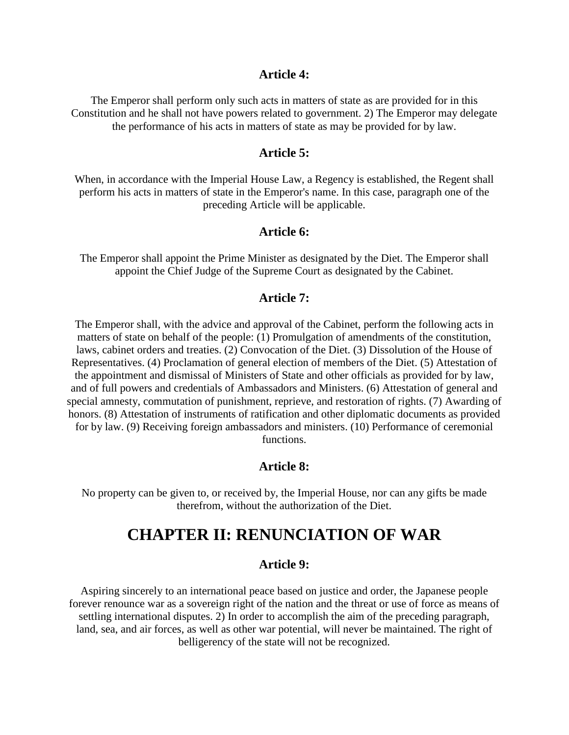### Article 4:

The Emperor shall perform only such acts in matters of state as are provided for in this Constitution and he shall not have powers related to government. 2) The Emperor may delegate the performance of his acts in matters of state as may be provided for by law.

### Article 5:

When, in accordance with the Imperial House Law, a Regency is established, the Regent shall perform his acts in matters of state in the Emperor's name. In this case, paragraph one of the preceding Article will be applicable.

### Article 6:

The Emperor shall appoint the Prime Minister as designated by the Diet. The Emperor shall appoint the Chief Judge of the Supreme Court as designated by the Cabinet.

### Article 7:

The Emperor shall, with the advice and approval of the Cabinet, perform the following acts in matters of state on behalf of the people: (1) Promulgation of amendments of the constitution, laws, cabinet orders and treaties. (2) Convocation of the Diet. (3) Dissolution of the House of Representatives. (4) Proclamation of general election of members of the Diet. (5) Attestation of the appointment and dismissal of Ministers of State and other officials as provided for by law, and of full powers and credentials of Ambassadors and Ministers. (6) Attestation of general and special amnesty, commutation of punishment, reprieve, and restoration of rights. (7) Awarding of honors. (8) Attestation of instruments of ratification and other diplomatic documents as provided for by law. (9) Receiving foreign ambassadors and ministers. (10) Performance of ceremonial functions.

### Article 8:

No property can be given to, or received by, the Imperial House, nor can any gifts be made therefrom, without the authorization of the Diet.

## CHAPTER II: RENUNCIATION OF WAR

### Article 9:

Aspiring sincerely to an international peace based on justice and order, the Japanese people forever renounce war as a sovereign right of the nation and the threat or use of force as means of settling international disputes. 2) In order to accomplish the aim of the preceding paragraph, land, sea, and air forces, as well as other war potential, will never be maintained. The right of belligerency of the state will not be recognized.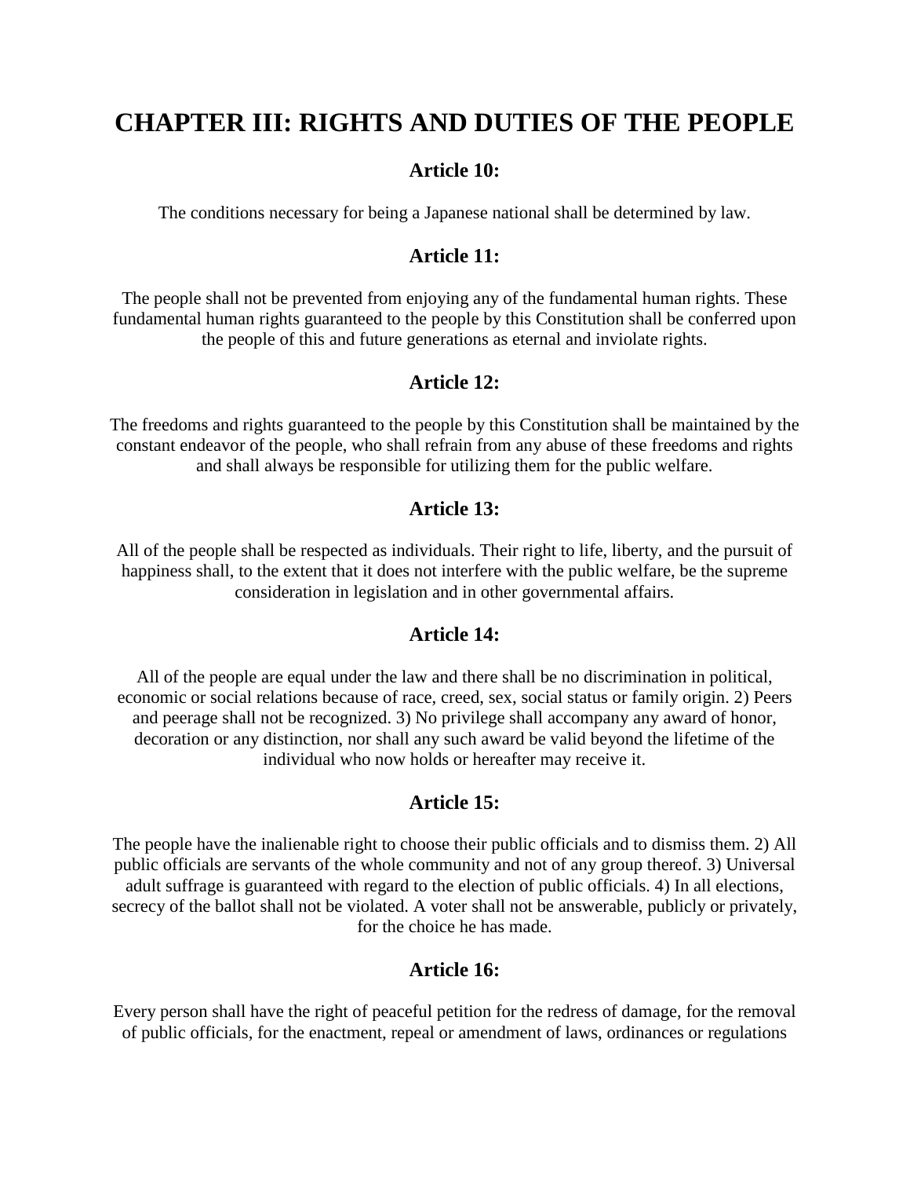# CHAPTER III: RIGHTS AND DUTIES OF THE PEOPLE

## Article 10:

The conditions necessary for being a Japanese national shall be determined by law.

## Article 11:

The people shall not be prevented from enjoying any of the fundamental human rights. These fundamental human rights guaranteed to the people by this Constitution shall be conferred upon the people of this and future generations as eternal and inviolate rights.

## Article 12:

The freedoms and rights guaranteed to the people by this Constitution shall be maintained by the constant endeavor of the people, who shall refrain from any abuse of these freedoms and rights and shall always be responsible for utilizing them for the public welfare.

## Article 13:

All of the people shall be respected as individuals. Their right to life, liberty, and the pursuit of happiness shall, to the extent that it does not interfere with the public welfare, be the supreme consideration in legislation and in other governmental affairs.

## Article 14:

All of the people are equal under the law and there shall be no discrimination in political, economic or social relations because of race, creed, sex, social status or family origin. 2) Peers and peerage shall not be recognized. 3) No privilege shall accompany any award of honor, decoration or any distinction, nor shall any such award be valid beyond the lifetime of the individual who now holds or hereafter may receive it.

## Article 15:

The people have the inalienable right to choose their public officials and to dismiss them. 2) All public officials are servants of the whole community and not of any group thereof. 3) Universal adult suffrage is guaranteed with regard to the election of public officials. 4) In all elections, secrecy of the ballot shall not be violated. A voter shall not be answerable, publicly or privately, for the choice he has made.

## Article 16:

Every person shall have the right of peaceful petition for the redress of damage, for the removal of public officials, for the enactment, repeal or amendment of laws, ordinances or regulations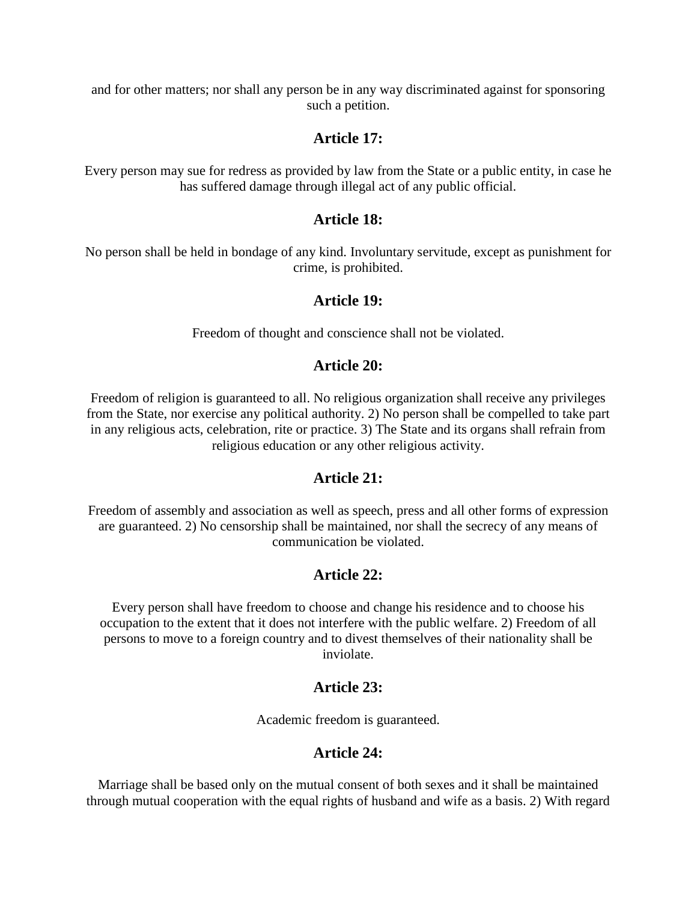and for other matters; nor shall any person be in any way discriminated against for sponsoring such a petition.

### Article 17:

Every person may sue for redress as provided by law from the State or a public entity, in case he has suffered damage through illegal act of any public official.

### Article 18:

No person shall be held in bondage of any kind. Involuntary servitude, except as punishment for crime, is prohibited.

### Article 19:

Freedom of thought and conscience shall not be violated.

### Article 20:

Freedom of religion is guaranteed to all. No religious organization shall receive any privileges from the State, nor exercise any political authority. 2) No person shall be compelled to take part in any religious acts, celebration, rite or practice. 3) The State and its organs shall refrain from religious education or any other religious activity.

### Article 21:

Freedom of assembly and association as well as speech, press and all other forms of expression are guaranteed. 2) No censorship shall be maintained, nor shall the secrecy of any means of communication be violated.

### Article 22:

Every person shall have freedom to choose and change his residence and to choose his occupation to the extent that it does not interfere with the public welfare. 2) Freedom of all persons to move to a foreign country and to divest themselves of their nationality shall be inviolate.

### Article 23:

Academic freedom is guaranteed.

### Article 24:

Marriage shall be based only on the mutual consent of both sexes and it shall be maintained through mutual cooperation with the equal rights of husband and wife as a basis. 2) With regard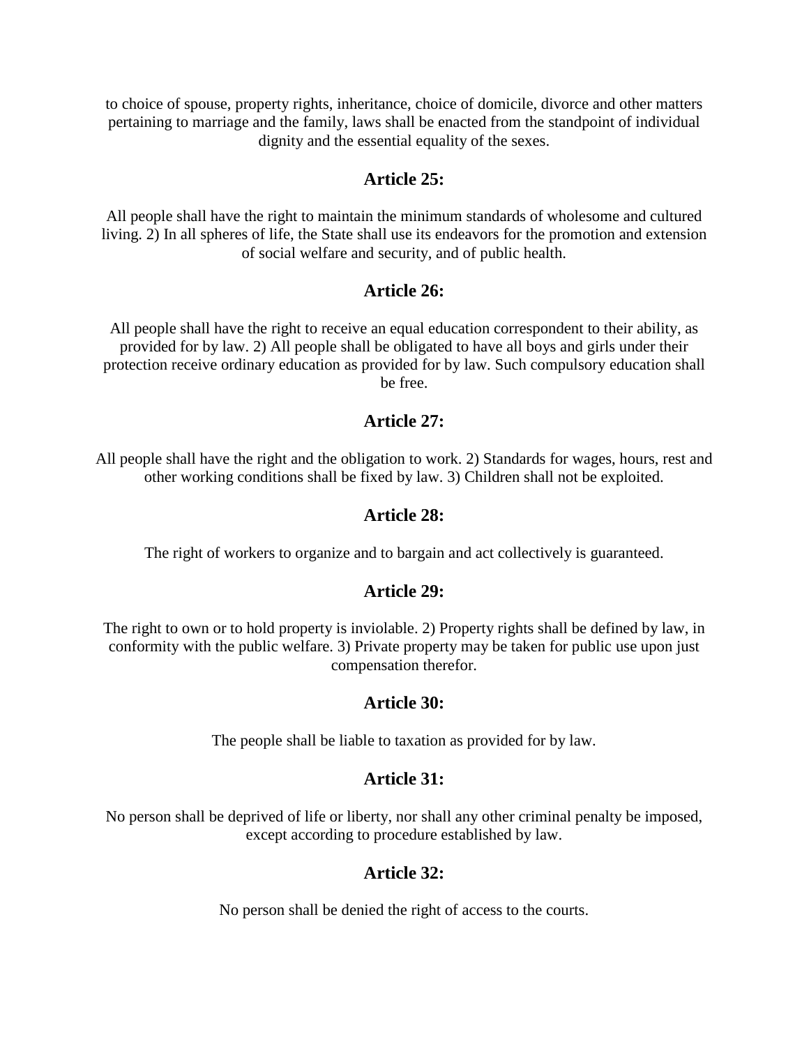to choice of spouse, property rights, inheritance, choice of domicile, divorce and other matters pertaining to marriage and the family, laws shall be enacted from the standpoint of individual dignity and the essential equality of the sexes.

### Article 25:

All people shall have the right to maintain the minimum standards of wholesome and cultured living. 2) In all spheres of life, the State shall use its endeavors for the promotion and extension of social welfare and security, and of public health.

### Article 26:

All people shall have the right to receive an equal education correspondent to their ability, as provided for by law. 2) All people shall be obligated to have all boys and girls under their protection receive ordinary education as provided for by law. Such compulsory education shall be free.

### Article 27:

All people shall have the right and the obligation to work. 2) Standards for wages, hours, rest and other working conditions shall be fixed by law. 3) Children shall not be exploited.

### Article 28:

The right of workers to organize and to bargain and act collectively is guaranteed.

### Article 29:

The right to own or to hold property is inviolable. 2) Property rights shall be defined by law, in conformity with the public welfare. 3) Private property may be taken for public use upon just compensation therefor.

### Article 30:

The people shall be liable to taxation as provided for by law.

### Article 31:

No person shall be deprived of life or liberty, nor shall any other criminal penalty be imposed, except according to procedure established by law.

### Article 32:

No person shall be denied the right of access to the courts.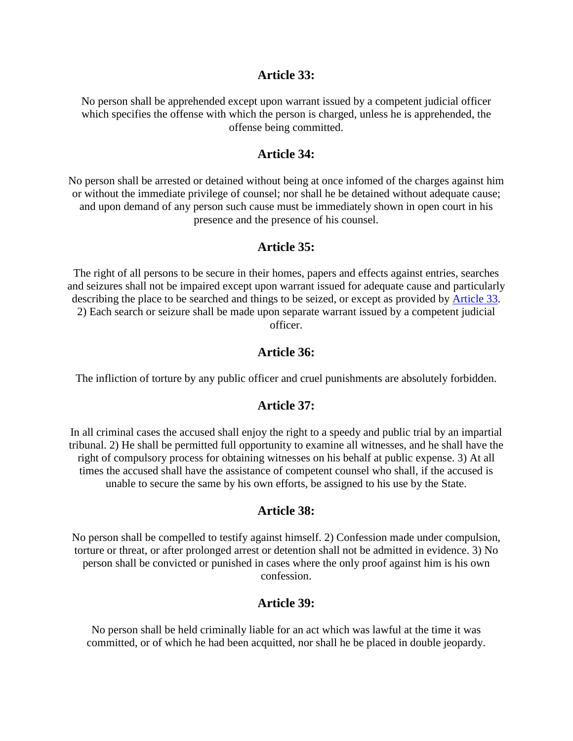### Article 33:

No person shall be apprehended except upon warrant issued by a competent judicial officer which specifies the offense with which the person is charged, unless he is apprehended, the offense being committed.

### Article 34:

No person shall be arrested or detained without being at once infomed of the charges against him or without the immediate privilege of counsel; nor shall he be detained without adequate cause; and upon demand of any person such cause must be immediately shown in open court in his presence and the presence of his counsel.

### Article 35:

The right of all persons to be secure in their homes, papers and effects against entries, searches and seizures shall not be impaired except upon warrant issued for adequate cause and particularly describing the place to be searched and things to be seized, or except as provided by [Article 33](). 2) Each search or seizure shall be made upon separate warrant issued by a competent judicial officer.

### Article 36:

The infliction of torture by any public officer and cruel punishments are absolutely forbidden.

### Article 37:

In all criminal cases the accused shall enjoy the right to a speedy and public trial by an impartial tribunal. 2) He shall be permitted full opportunity to examine all witnesses, and he shall have the right of compulsory process for obtaining witnesses on his behalf at public expense. 3) At all times the accused shall have the assistance of competent counsel who shall, if the accused is unable to secure the same by his own efforts, be assigned to his use by the State.

### Article 38:

No person shall be compelled to testify against himself. 2) Confession made under compulsion, torture or threat, or after prolonged arrest or detention shall not be admitted in evidence. 3) No person shall be convicted or punished in cases where the only proof against him is his own confession.

### Article 39:

No person shall be held criminally liable for an act which was lawful at the time it was committed, or of which he had been acquitted, nor shall he be placed in double jeopardy.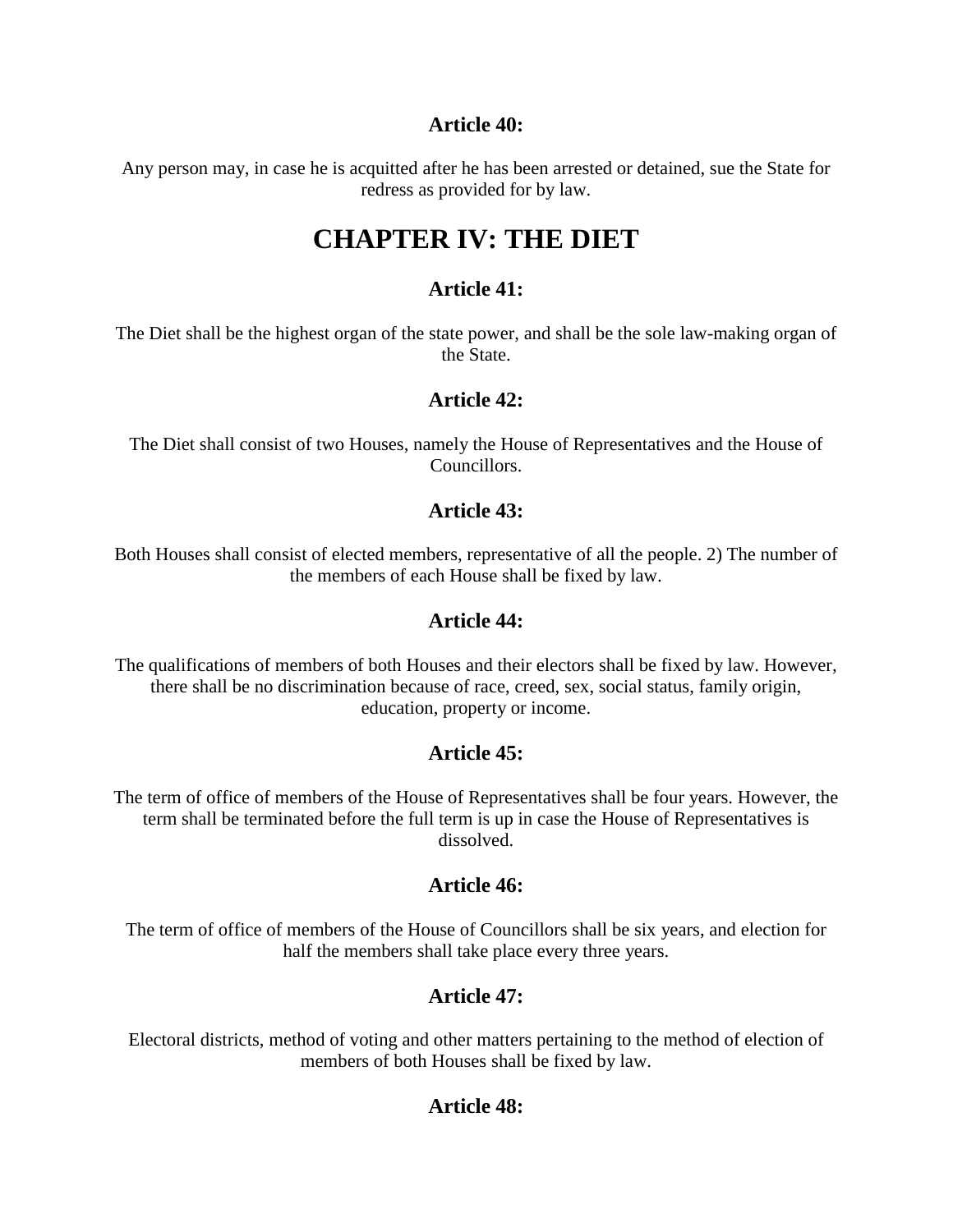### Article 40:

Any person may, in case he is acquitted after he has been arrested or detained, sue the State for redress as provided for by law.

## CHAPTER IV: THE DIET

### Article 41:

The Diet shall be the highest organ of the state power, and shall be the sole law-making organ of the State.

### Article 42:

The Diet shall consist of two Houses, namely the House of Representatives and the House of Councillors.

### Article 43:

Both Houses shall consist of elected members, representative of all the people. 2) The number of the members of each House shall be fixed by law.

### Article 44:

The qualifications of members of both Houses and their electors shall be fixed by law. However, there shall be no discrimination because of race, creed, sex, social status, family origin, education, property or income.

### Article 45:

The term of office of members of the House of Representatives shall be four years. However, the term shall be terminated before the full term is up in case the House of Representatives is dissolved.

### Article 46:

The term of office of members of the House of Councillors shall be six years, and election for half the members shall take place every three years.

### Article 47:

Electoral districts, method of voting and other matters pertaining to the method of election of members of both Houses shall be fixed by law.

### Article 48: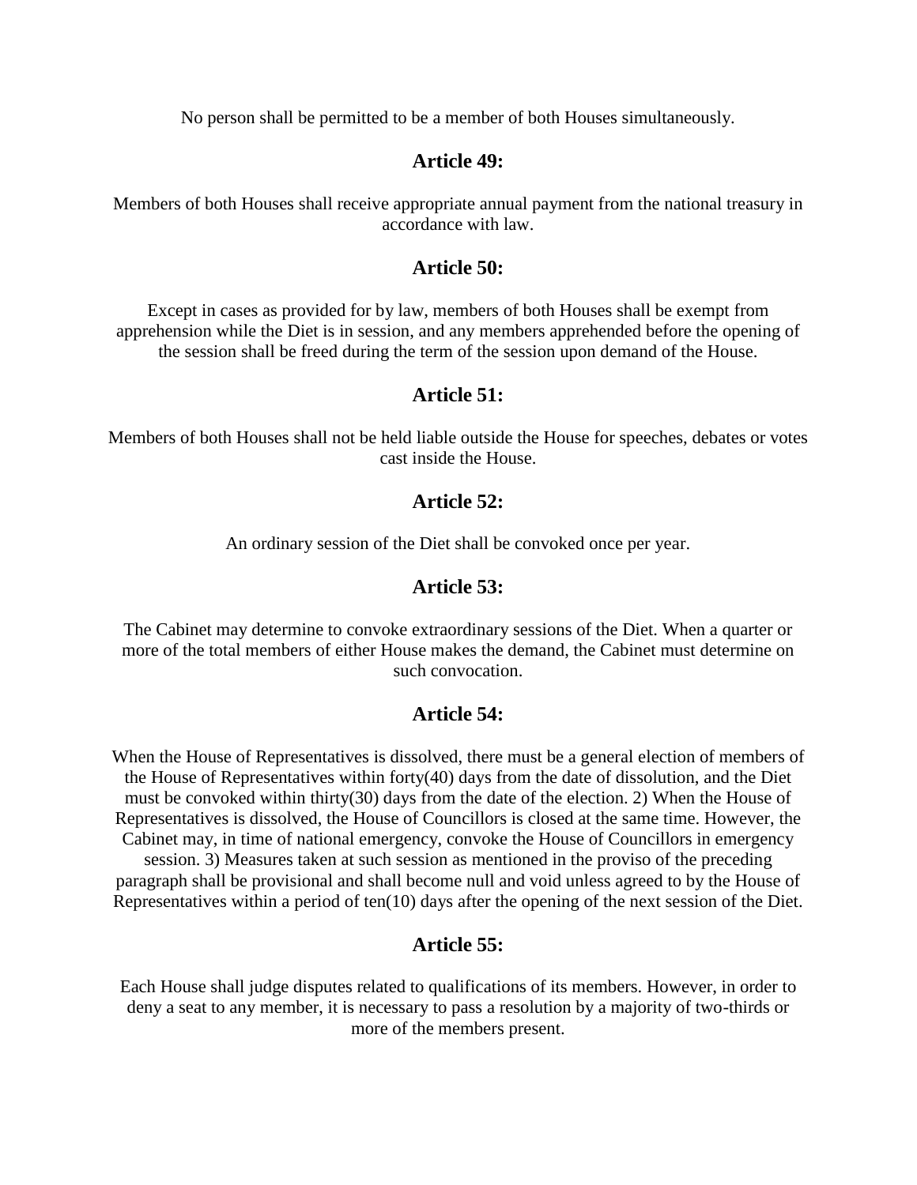No person shall be permitted to be a member of both Houses simultaneously.

## Article 49:

Members of both Houses shall receive appropriate annual payment from the national treasury in accordance with law.

## Article 50:

Except in cases as provided for by law, members of both Houses shall be exempt from apprehension while the Diet is in session, and any members apprehended before the opening of the session shall be freed during the term of the session upon demand of the House.

## Article 51:

Members of both Houses shall not be held liable outside the House for speeches, debates or votes cast inside the House.

## Article 52:

An ordinary session of the Diet shall be convoked once per year.

## Article 53:

The Cabinet may determine to convoke extraordinary sessions of the Diet. When a quarter or more of the total members of either House makes the demand, the Cabinet must determine on such convocation.

## Article 54:

When the House of Representatives is dissolved, there must be a general election of members of the House of Representatives within forty(40) days from the date of dissolution, and the Diet must be convoked within thirty(30) days from the date of the election. 2) When the House of Representatives is dissolved, the House of Councillors is closed at the same time. However, the Cabinet may, in time of national emergency, convoke the House of Councillors in emergency session. 3) Measures taken at such session as mentioned in the proviso of the preceding paragraph shall be provisional and shall become null and void unless agreed to by the House of Representatives within a period of ten(10) days after the opening of the next session of the Diet.

## Article 55:

Each House shall judge disputes related to qualifications of its members. However, in order to deny a seat to any member, it is necessary to pass a resolution by a majority of two-thirds or more of the members present.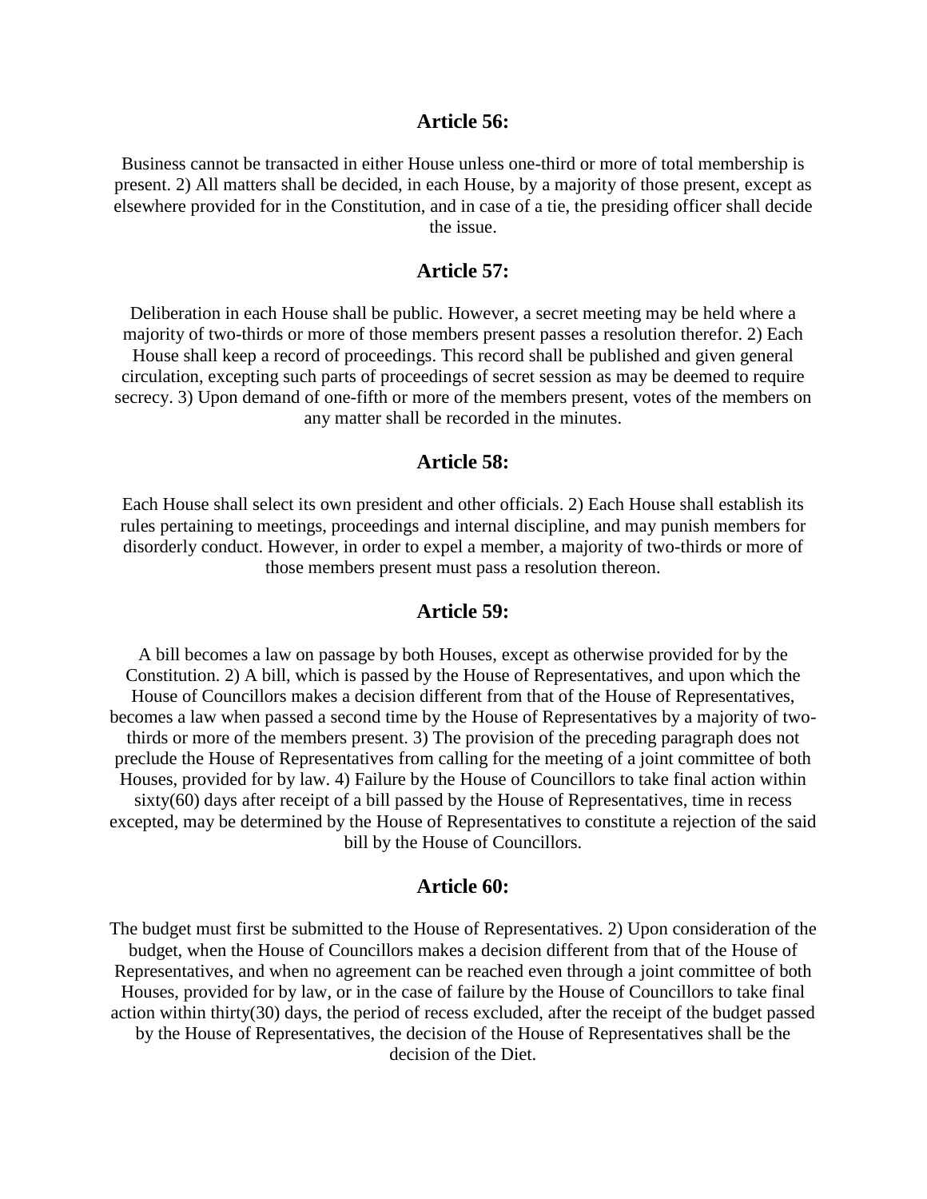## Article 56:

Business cannot be transacted in either House unless one-third or more of total membership is present. 2) All matters shall be decided, in each House, by a majority of those present, except as elsewhere provided for in the Constitution, and in case of a tie, the presiding officer shall decide the issue.

## Article 57:

Deliberation in each House shall be public. However, a secret meeting may be held where a majority of two-thirds or more of those members present passes a resolution therefor. 2) Each House shall keep a record of proceedings. This record shall be published and given general circulation, excepting such parts of proceedings of secret session as may be deemed to require secrecy. 3) Upon demand of one-fifth or more of the members present, votes of the members on any matter shall be recorded in the minutes.

## Article 58:

Each House shall select its own president and other officials. 2) Each House shall establish its rules pertaining to meetings, proceedings and internal discipline, and may punish members for disorderly conduct. However, in order to expel a member, a majority of two-thirds or more of those members present must pass a resolution thereon.

## Article 59:

A bill becomes a law on passage by both Houses, except as otherwise provided for by the Constitution. 2) A bill, which is passed by the House of Representatives, and upon which the House of Councillors makes a decision different from that of the House of Representatives, becomes a law when passed a second time by the House of Representatives by a majority of two-thirds or more of the members present. 3) The provision of the preceding paragraph does not preclude the House of Representatives from calling for the meeting of a joint committee of both Houses, provided for by law. 4) Failure by the House of Councillors to take final action within sixty(60) days after receipt of a bill passed by the House of Representatives, time in recess excepted, may be determined by the House of Representatives to constitute a rejection of the said bill by the House of Councillors.

## Article 60:

The budget must first be submitted to the House of Representatives. 2) Upon consideration of the budget, when the House of Councillors makes a decision different from that of the House of Representatives, and when no agreement can be reached even through a joint committee of both Houses, provided for by law, or in the case of failure by the House of Councillors to take final action within thirty(30) days, the period of recess excluded, after the receipt of the budget passed by the House of Representatives, the decision of the House of Representatives shall be the decision of the Diet.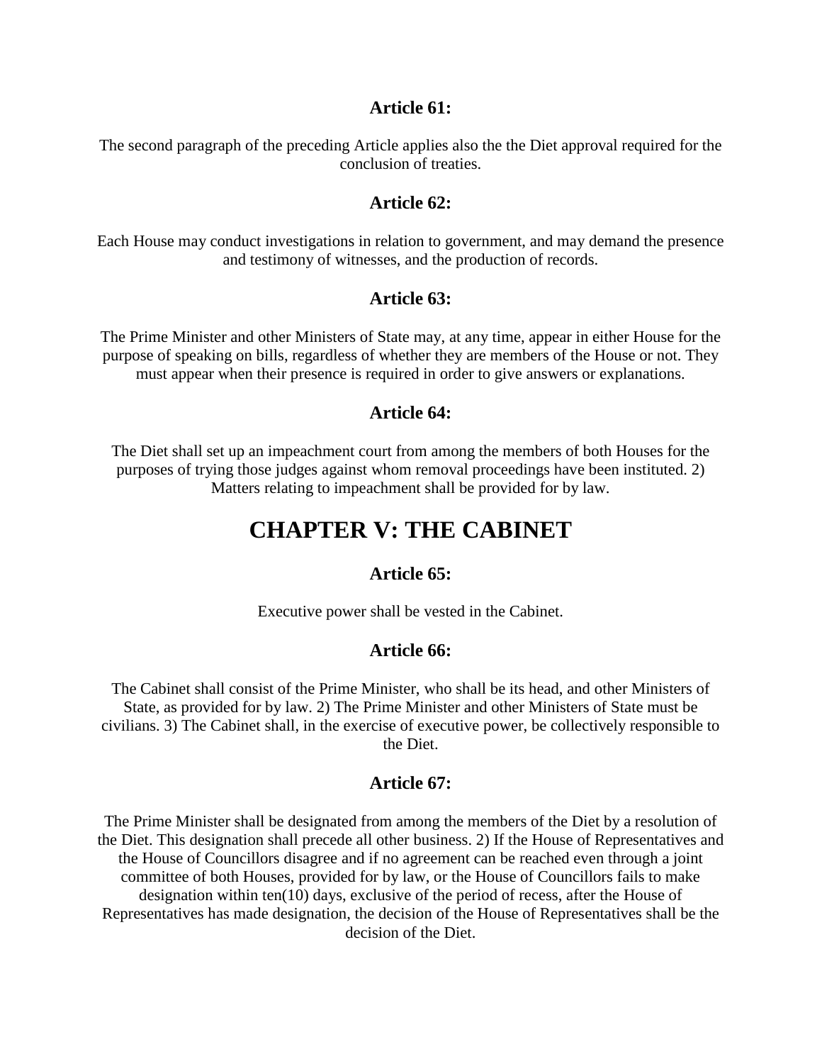### Article 61:

The second paragraph of the preceding Article applies also the the Diet approval required for the conclusion of treaties.

### Article 62:

Each House may conduct investigations in relation to government, and may demand the presence and testimony of witnesses, and the production of records.

### Article 63:

The Prime Minister and other Ministers of State may, at any time, appear in either House for the purpose of speaking on bills, regardless of whether they are members of the House or not. They must appear when their presence is required in order to give answers or explanations.

### Article 64:

The Diet shall set up an impeachment court from among the members of both Houses for the purposes of trying those judges against whom removal proceedings have been instituted. 2) Matters relating to impeachment shall be provided for by law.

## CHAPTER V: THE CABINET

### Article 65:

Executive power shall be vested in the Cabinet.

### Article 66:

The Cabinet shall consist of the Prime Minister, who shall be its head, and other Ministers of State, as provided for by law. 2) The Prime Minister and other Ministers of State must be civilians. 3) The Cabinet shall, in the exercise of executive power, be collectively responsible to the Diet.

### Article 67:

The Prime Minister shall be designated from among the members of the Diet by a resolution of the Diet. This designation shall precede all other business. 2) If the House of Representatives and the House of Councillors disagree and if no agreement can be reached even through a joint committee of both Houses, provided for by law, or the House of Councillors fails to make designation within ten(10) days, exclusive of the period of recess, after the House of Representatives has made designation, the decision of the House of Representatives shall be the decision of the Diet.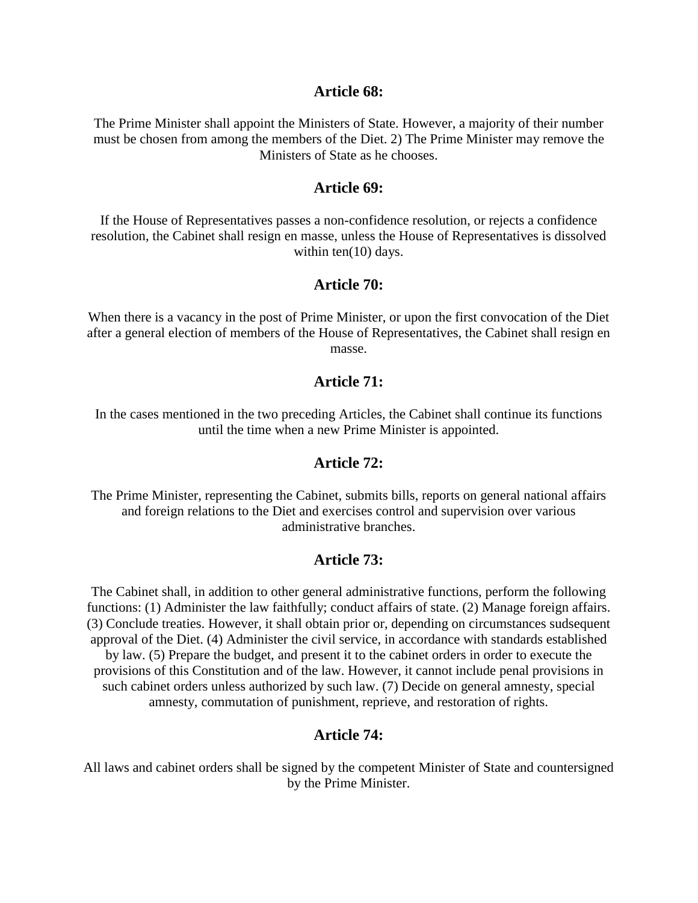### Article 68:

The Prime Minister shall appoint the Ministers of State. However, a majority of their number must be chosen from among the members of the Diet. 2) The Prime Minister may remove the Ministers of State as he chooses.

### Article 69:

If the House of Representatives passes a non-confidence resolution, or rejects a confidence resolution, the Cabinet shall resign en masse, unless the House of Representatives is dissolved within ten(10) days.

### Article 70:

When there is a vacancy in the post of Prime Minister, or upon the first convocation of the Diet after a general election of members of the House of Representatives, the Cabinet shall resign en masse.

### Article 71:

In the cases mentioned in the two preceding Articles, the Cabinet shall continue its functions until the time when a new Prime Minister is appointed.

### Article 72:

The Prime Minister, representing the Cabinet, submits bills, reports on general national affairs and foreign relations to the Diet and exercises control and supervision over various administrative branches.

### Article 73:

The Cabinet shall, in addition to other general administrative functions, perform the following functions: (1) Administer the law faithfully; conduct affairs of state. (2) Manage foreign affairs. (3) Conclude treaties. However, it shall obtain prior or, depending on circumstances sudsequent approval of the Diet. (4) Administer the civil service, in accordance with standards established by law. (5) Prepare the budget, and present it to the cabinet orders in order to execute the provisions of this Constitution and of the law. However, it cannot include penal provisions in such cabinet orders unless authorized by such law. (7) Decide on general amnesty, special amnesty, commutation of punishment, reprieve, and restoration of rights.

### Article 74:

All laws and cabinet orders shall be signed by the competent Minister of State and countersigned by the Prime Minister.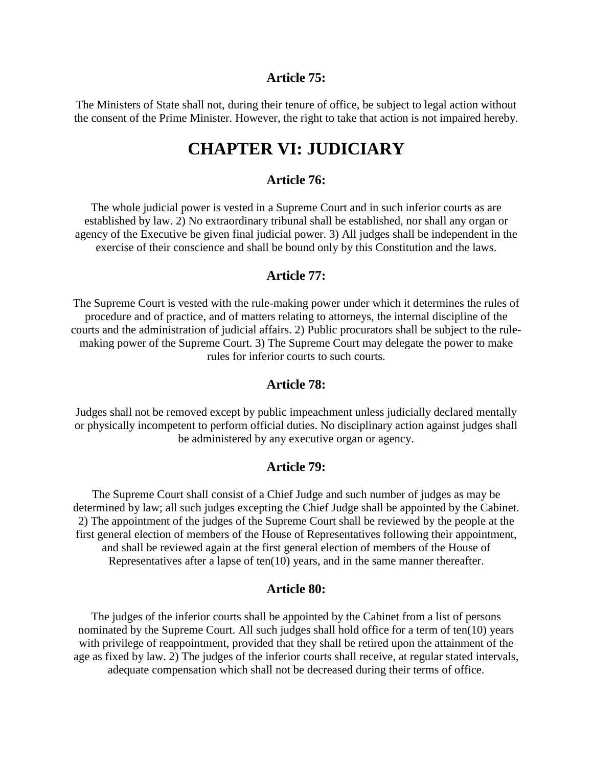### Article 75:

The Ministers of State shall not, during their tenure of office, be subject to legal action without the consent of the Prime Minister. However, the right to take that action is not impaired hereby.

## CHAPTER VI: JUDICIARY

### Article 76:

The whole judicial power is vested in a Supreme Court and in such inferior courts as are established by law. 2) No extraordinary tribunal shall be established, nor shall any organ or agency of the Executive be given final judicial power. 3) All judges shall be independent in the exercise of their conscience and shall be bound only by this Constitution and the laws.

### Article 77:

The Supreme Court is vested with the rule-making power under which it determines the rules of procedure and of practice, and of matters relating to attorneys, the internal discipline of the courts and the administration of judicial affairs. 2) Public procurators shall be subject to the rule-making power of the Supreme Court. 3) The Supreme Court may delegate the power to make rules for inferior courts to such courts.

### Article 78:

Judges shall not be removed except by public impeachment unless judicially declared mentally or physically incompetent to perform official duties. No disciplinary action against judges shall be administered by any executive organ or agency.

### Article 79:

The Supreme Court shall consist of a Chief Judge and such number of judges as may be determined by law; all such judges excepting the Chief Judge shall be appointed by the Cabinet. 2) The appointment of the judges of the Supreme Court shall be reviewed by the people at the first general election of members of the House of Representatives following their appointment, and shall be reviewed again at the first general election of members of the House of Representatives after a lapse of ten(10) years, and in the same manner thereafter.

### Article 80:

The judges of the inferior courts shall be appointed by the Cabinet from a list of persons nominated by the Supreme Court. All such judges shall hold office for a term of ten(10) years with privilege of reappointment, provided that they shall be retired upon the attainment of the age as fixed by law. 2) The judges of the inferior courts shall receive, at regular stated intervals, adequate compensation which shall not be decreased during their terms of office.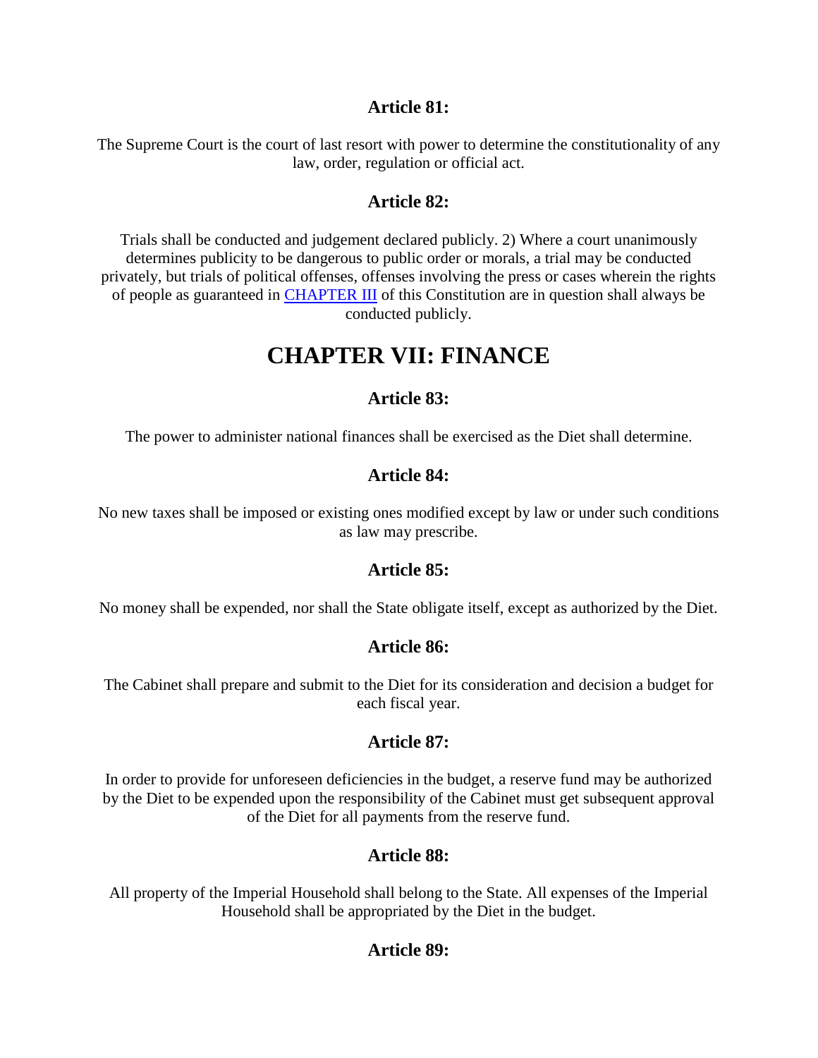### Article 81:

The Supreme Court is the court of last resort with power to determine the constitutionality of any law, order, regulation or official act.

### Article 82:

Trials shall be conducted and judgement declared publicly. 2) Where a court unanimously determines publicity to be dangerous to public order or morals, a trial may be conducted privately, but trials of political offenses, offenses involving the press or cases wherein the rights of people as guaranteed in CHAPTER III of this Constitution are in question shall always be conducted publicly.

## CHAPTER VII: FINANCE

### Article 83:

The power to administer national finances shall be exercised as the Diet shall determine.

### Article 84:

No new taxes shall be imposed or existing ones modified except by law or under such conditions as law may prescribe.

### Article 85:

No money shall be expended, nor shall the State obligate itself, except as authorized by the Diet.

### Article 86:

The Cabinet shall prepare and submit to the Diet for its consideration and decision a budget for each fiscal year.

### Article 87:

In order to provide for unforeseen deficiencies in the budget, a reserve fund may be authorized by the Diet to be expended upon the responsibility of the Cabinet must get subsequent approval of the Diet for all payments from the reserve fund.

### Article 88:

All property of the Imperial Household shall belong to the State. All expenses of the Imperial Household shall be appropriated by the Diet in the budget.

### Article 89: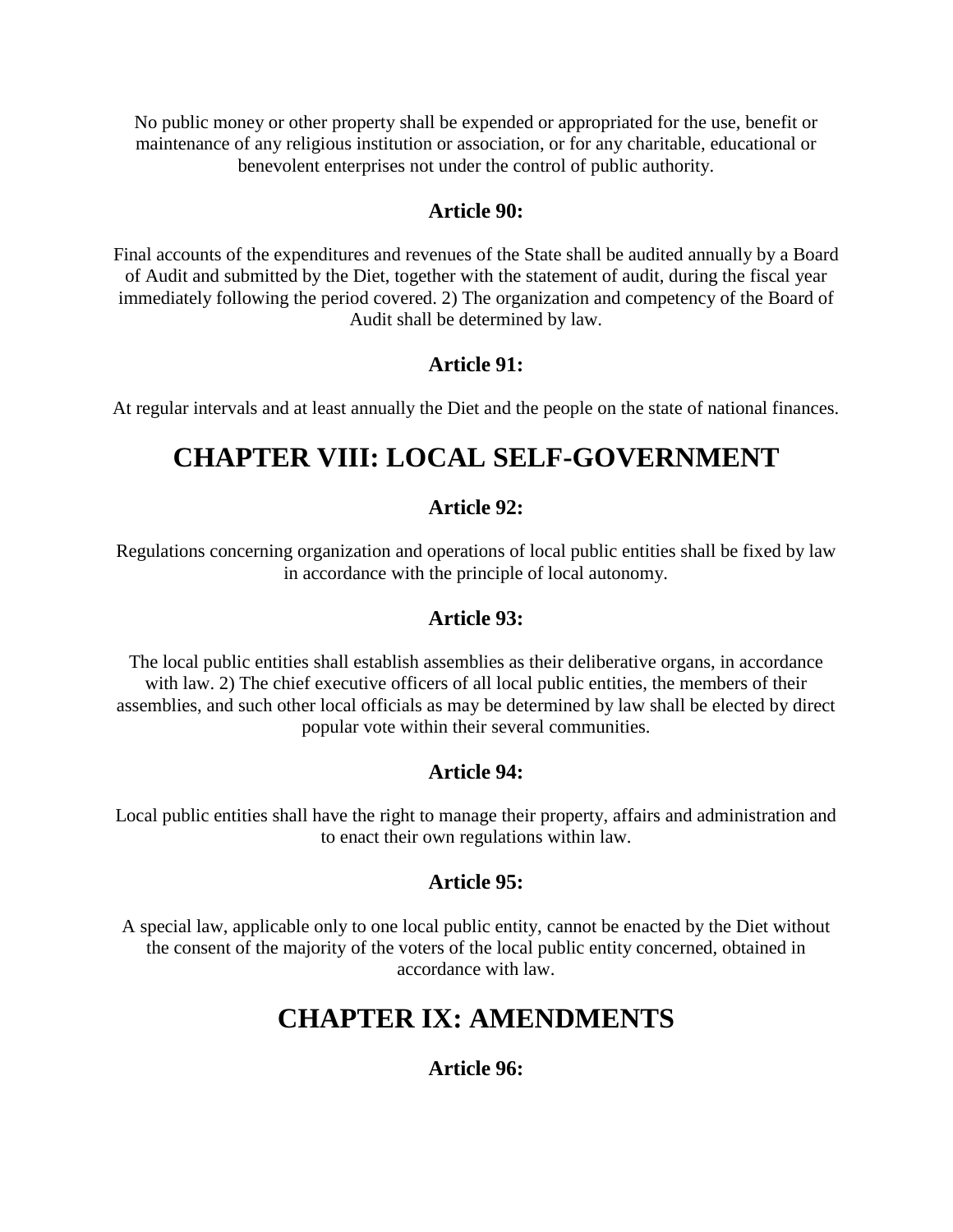No public money or other property shall be expended or appropriated for the use, benefit or maintenance of any religious institution or association, or for any charitable, educational or benevolent enterprises not under the control of public authority.

### Article 90:

Final accounts of the expenditures and revenues of the State shall be audited annually by a Board of Audit and submitted by the Diet, together with the statement of audit, during the fiscal year immediately following the period covered. 2) The organization and competency of the Board of Audit shall be determined by law.

### Article 91:

At regular intervals and at least annually the Diet and the people on the state of national finances.

## CHAPTER VIII: LOCAL SELF-GOVERNMENT

### Article 92:

Regulations concerning organization and operations of local public entities shall be fixed by law in accordance with the principle of local autonomy.

### Article 93:

The local public entities shall establish assemblies as their deliberative organs, in accordance with law. 2) The chief executive officers of all local public entities, the members of their assemblies, and such other local officials as may be determined by law shall be elected by direct popular vote within their several communities.

### Article 94:

Local public entities shall have the right to manage their property, affairs and administration and to enact their own regulations within law.

### Article 95:

A special law, applicable only to one local public entity, cannot be enacted by the Diet without the consent of the majority of the voters of the local public entity concerned, obtained in accordance with law.

## CHAPTER IX: AMENDMENTS

### Article 96: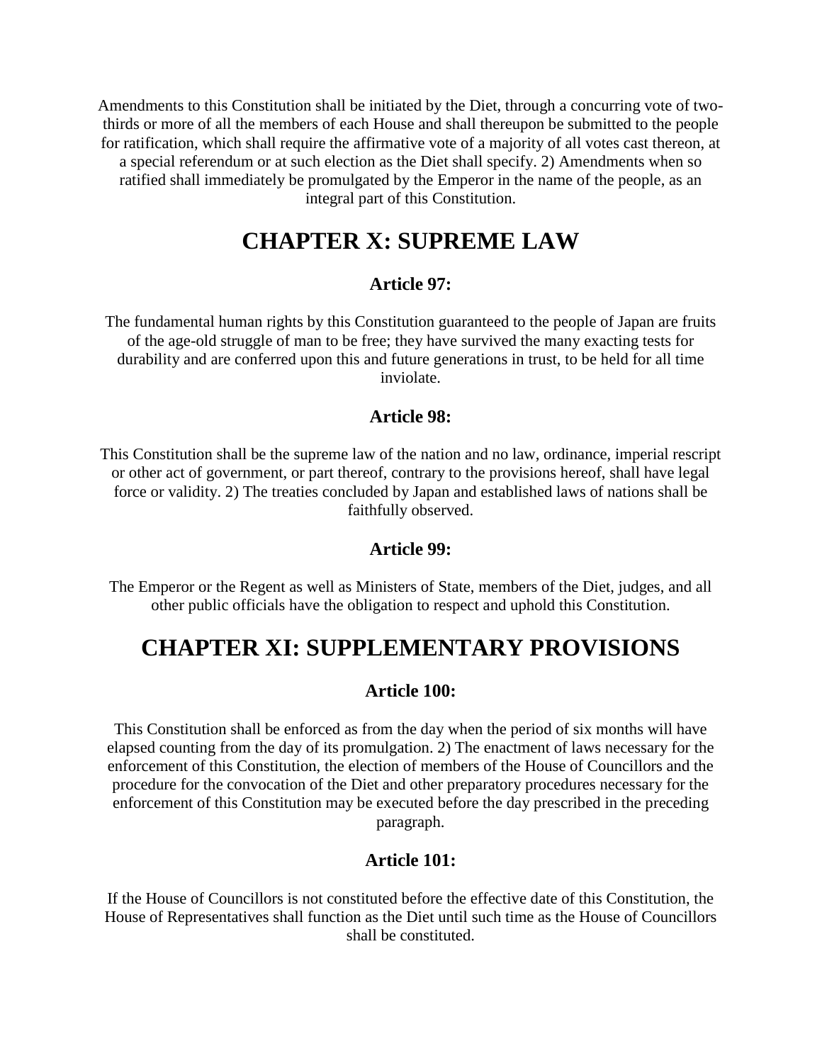Amendments to this Constitution shall be initiated by the Diet, through a concurring vote of two-thirds or more of all the members of each House and shall thereupon be submitted to the people for ratification, which shall require the affirmative vote of a majority of all votes cast thereon, at a special referendum or at such election as the Diet shall specify. 2) Amendments when so ratified shall immediately be promulgated by the Emperor in the name of the people, as an integral part of this Constitution.

## CHAPTER X: SUPREME LAW

### Article 97:

The fundamental human rights by this Constitution guaranteed to the people of Japan are fruits of the age-old struggle of man to be free; they have survived the many exacting tests for durability and are conferred upon this and future generations in trust, to be held for all time inviolate.

### Article 98:

This Constitution shall be the supreme law of the nation and no law, ordinance, imperial rescript or other act of government, or part thereof, contrary to the provisions hereof, shall have legal force or validity. 2) The treaties concluded by Japan and established laws of nations shall be faithfully observed.

### Article 99:

The Emperor or the Regent as well as Ministers of State, members of the Diet, judges, and all other public officials have the obligation to respect and uphold this Constitution.

## CHAPTER XI: SUPPLEMENTARY PROVISIONS

### Article 100:

This Constitution shall be enforced as from the day when the period of six months will have elapsed counting from the day of its promulgation. 2) The enactment of laws necessary for the enforcement of this Constitution, the election of members of the House of Councillors and the procedure for the convocation of the Diet and other preparatory procedures necessary for the enforcement of this Constitution may be executed before the day prescribed in the preceding paragraph.

### Article 101:

If the House of Councillors is not constituted before the effective date of this Constitution, the House of Representatives shall function as the Diet until such time as the House of Councillors shall be constituted.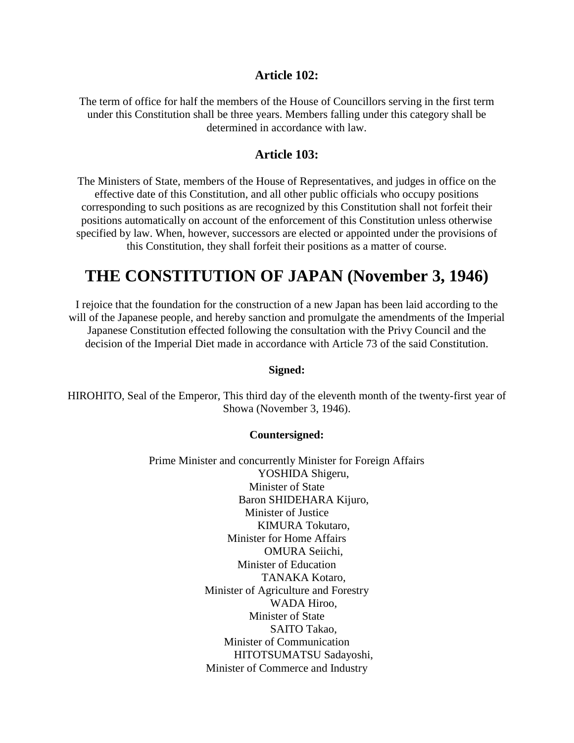### Article 102:

The term of office for half the members of the House of Councillors serving in the first term under this Constitution shall be three years. Members falling under this category shall be determined in accordance with law.

### Article 103:

The Ministers of State, members of the House of Representatives, and judges in office on the effective date of this Constitution, and all other public officials who occupy positions corresponding to such positions as are recognized by this Constitution shall not forfeit their positions automatically on account of the enforcement of this Constitution unless otherwise specified by law. When, however, successors are elected or appointed under the provisions of this Constitution, they shall forfeit their positions as a matter of course.

# THE CONSTITUTION OF JAPAN (November 3, 1946)

I rejoice that the foundation for the construction of a new Japan has been laid according to the will of the Japanese people, and hereby sanction and promulgate the amendments of the Imperial Japanese Constitution effected following the consultation with the Privy Council and the decision of the Imperial Diet made in accordance with Article 73 of the said Constitution.

**Signed:**

HIROHITO, Seal of the Emperor, This third day of the eleventh month of the twenty-first year of Showa (November 3, 1946).

**Countersigned:**

Prime Minister and concurrently Minister for Foreign Affairs
YOSHIDA Shigeru,
Minister of State
Baron SHIDEHARA Kijuro,
Minister of Justice
KIMURA Tokutaro,
Minister for Home Affairs
OMURA Seiichi,
Minister of Education
TANAKA Kotaro,
Minister of Agriculture and Forestry
WADA Hiroo,
Minister of State
SAITO Takao,
Minister of Communication
HITOTSUMATSU Sadayoshi,
Minister of Commerce and Industry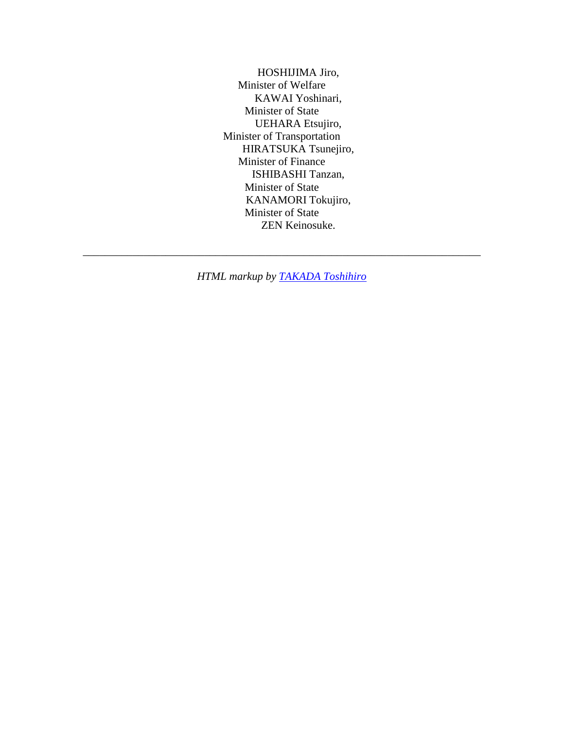HOSHIJIMA Jiro,

Minister of Welfare

KAWAI Yoshinari,

Minister of State

UEHARA Etsujiro,

Minister of Transportation

HIRATSUKA Tsunejiro,

Minister of Finance

ISHIBASHI Tanzan,

Minister of State

KANAMORI Tokujiro,

Minister of State

ZEN Keinosuke.

---

*HTML markup by TAKADA Toshihiro*